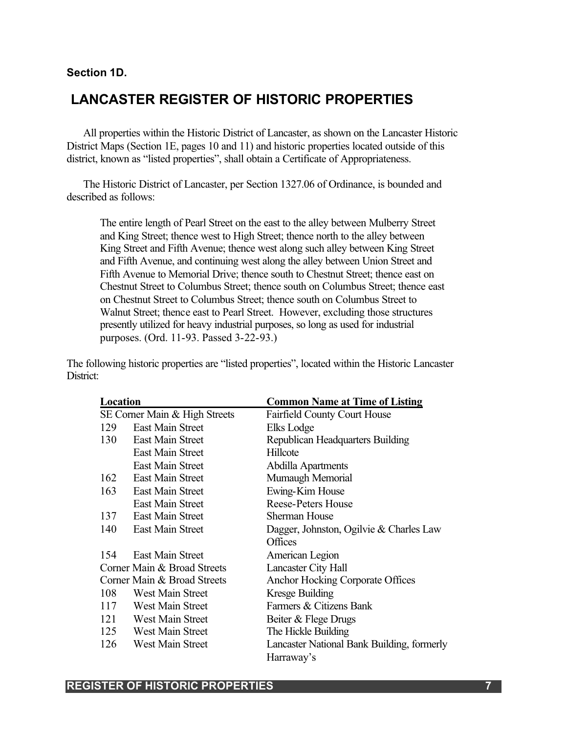**Section 1D.**

# LANCASTER REGISTER OF HISTORIC PROPERTIES

All properties within the Historic District of Lancaster, as shown on the Lancaster Historic District Maps (Section 1E, pages 10 and 11) and historic properties located outside of this district, known as "listed properties", shall obtain a Certificate of Appropriateness.

The Historic District of Lancaster, per Section 1327.06 of Ordinance, is bounded and described as follows:

> The entire length of Pearl Street on the east to the alley between Mulberry Street and King Street; thence west to High Street; thence north to the alley between King Street and Fifth Avenue; thence west along such alley between King Street and Fifth Avenue, and continuing west along the alley between Union Street and Fifth Avenue to Memorial Drive; thence south to Chestnut Street; thence east on Chestnut Street to Columbus Street; thence south on Columbus Street; thence east on Chestnut Street to Columbus Street; thence south on Columbus Street to Walnut Street; thence east to Pearl Street. However, excluding those structures presently utilized for heavy industrial purposes, so long as used for industrial purposes. (Ord. 11-93. Passed 3-22-93.)

The following historic properties are "listed properties", located within the Historic Lancaster District:

| Location | | Common Name at Time of Listing |
|---|---|---|
| SE Corner Main & High Streets | | Fairfield County Court House |
| 129 | East Main Street | Elks Lodge |
| 130 | East Main Street | Republican Headquarters Building |
| | East Main Street | Hillcote |
| | East Main Street | Abdilla Apartments |
| 162 | East Main Street | Mumaugh Memorial |
| 163 | East Main Street | Ewing-Kim House |
| | East Main Street | Reese-Peters House |
| 137 | East Main Street | Sherman House |
| 140 | East Main Street | Dagger, Johnston, Ogilvie & Charles Law Offices |
| 154 | East Main Street | American Legion |
| Corner Main & Broad Streets | | Lancaster City Hall |
| Corner Main & Broad Streets | | Anchor Hocking Corporate Offices |
| 108 | West Main Street | Kresge Building |
| 117 | West Main Street | Farmers & Citizens Bank |
| 121 | West Main Street | Beiter & Flege Drugs |
| 125 | West Main Street | The Hickle Building |
| 126 | West Main Street | Lancaster National Bank Building, formerly Harraway's |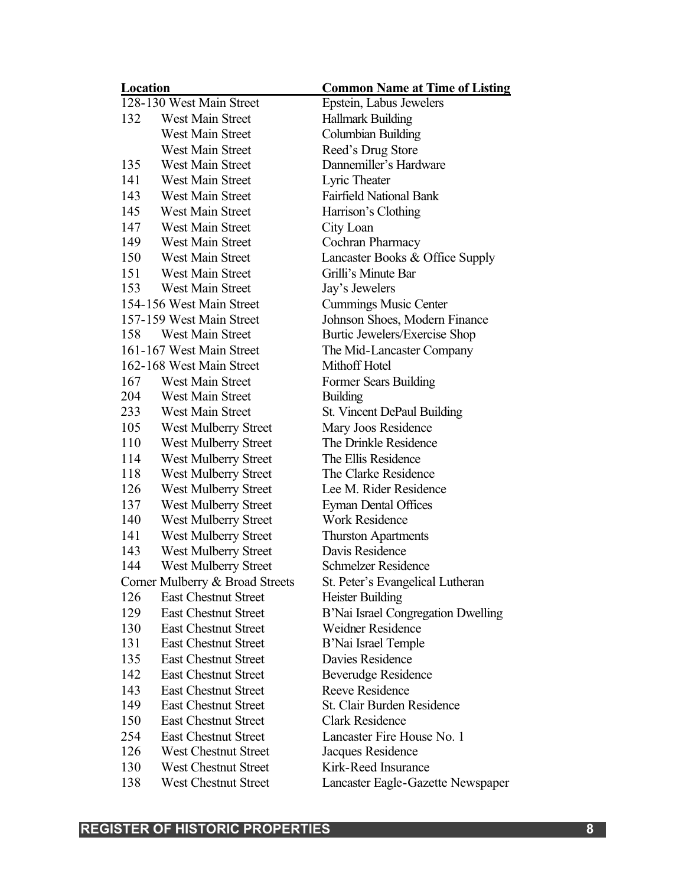| Location | Common Name at Time of Listing |
| --- | --- |
| 128-130 West Main Street | Epstein, Labus Jewelers |
| 132 West Main Street | Hallmark Building |
| West Main Street | Columbian Building |
| West Main Street | Reed's Drug Store |
| 135 West Main Street | Dannemiller's Hardware |
| 141 West Main Street | Lyric Theater |
| 143 West Main Street | Fairfield National Bank |
| 145 West Main Street | Harrison's Clothing |
| 147 West Main Street | City Loan |
| 149 West Main Street | Cochran Pharmacy |
| 150 West Main Street | Lancaster Books & Office Supply |
| 151 West Main Street | Grilli's Minute Bar |
| 153 West Main Street | Jay's Jewelers |
| 154-156 West Main Street | Cummings Music Center |
| 157-159 West Main Street | Johnson Shoes, Modern Finance |
| 158 West Main Street | Burtic Jewelers/Exercise Shop |
| 161-167 West Main Street | The Mid-Lancaster Company |
| 162-168 West Main Street | Mithoff Hotel |
| 167 West Main Street | Former Sears Building |
| 204 West Main Street | Building |
| 233 West Main Street | St. Vincent DePaul Building |
| 105 West Mulberry Street | Mary Joos Residence |
| 110 West Mulberry Street | The Drinkle Residence |
| 114 West Mulberry Street | The Ellis Residence |
| 118 West Mulberry Street | The Clarke Residence |
| 126 West Mulberry Street | Lee M. Rider Residence |
| 137 West Mulberry Street | Eyman Dental Offices |
| 140 West Mulberry Street | Work Residence |
| 141 West Mulberry Street | Thurston Apartments |
| 143 West Mulberry Street | Davis Residence |
| 144 West Mulberry Street | Schmelzer Residence |
| Corner Mulberry & Broad Streets | St. Peter's Evangelical Lutheran |
| 126 East Chestnut Street | Heister Building |
| 129 East Chestnut Street | B'Nai Israel Congregation Dwelling |
| 130 East Chestnut Street | Weidner Residence |
| 131 East Chestnut Street | B'Nai Israel Temple |
| 135 East Chestnut Street | Davies Residence |
| 142 East Chestnut Street | Beverudge Residence |
| 143 East Chestnut Street | Reeve Residence |
| 149 East Chestnut Street | St. Clair Burden Residence |
| 150 East Chestnut Street | Clark Residence |
| 254 East Chestnut Street | Lancaster Fire House No. 1 |
| 126 West Chestnut Street | Jacques Residence |
| 130 West Chestnut Street | Kirk-Reed Insurance |
| 138 West Chestnut Street | Lancaster Eagle-Gazette Newspaper |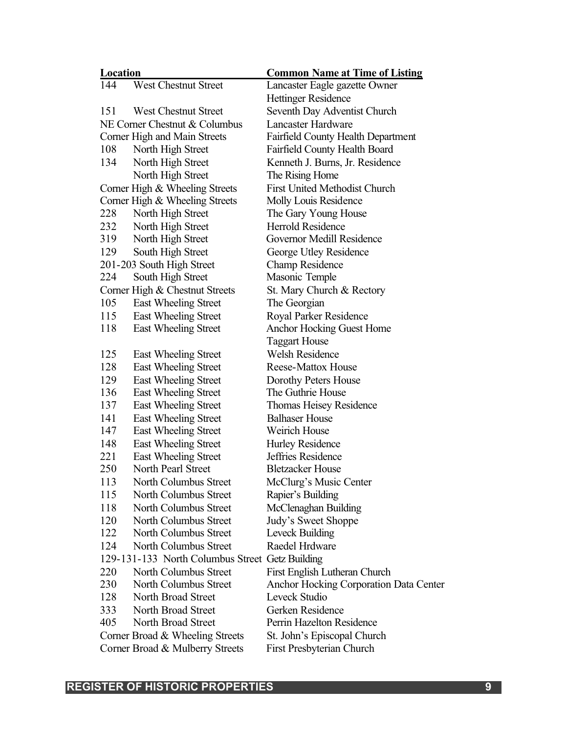| Location | Common Name at Time of Listing |
|---|---|
| 144 West Chestnut Street | Lancaster Eagle gazette Owner Hettinger Residence |
| 151 West Chestnut Street | Seventh Day Adventist Church |
| NE Corner Chestnut & Columbus | Lancaster Hardware |
| Corner High and Main Streets | Fairfield County Health Department |
| 108 North High Street | Fairfield County Health Board |
| 134 North High Street | Kenneth J. Burns, Jr. Residence |
| North High Street | The Rising Home |
| Corner High & Wheeling Streets | First United Methodist Church |
| Corner High & Wheeling Streets | Molly Louis Residence |
| 228 North High Street | The Gary Young House |
| 232 North High Street | Herrold Residence |
| 319 North High Street | Governor Medill Residence |
| 129 South High Street | George Utley Residence |
| 201-203 South High Street | Champ Residence |
| 224 South High Street | Masonic Temple |
| Corner High & Chestnut Streets | St. Mary Church & Rectory |
| 105 East Wheeling Street | The Georgian |
| 115 East Wheeling Street | Royal Parker Residence |
| 118 East Wheeling Street | Anchor Hocking Guest Home Taggart House |
| 125 East Wheeling Street | Welsh Residence |
| 128 East Wheeling Street | Reese-Mattox House |
| 129 East Wheeling Street | Dorothy Peters House |
| 136 East Wheeling Street | The Guthrie House |
| 137 East Wheeling Street | Thomas Heisey Residence |
| 141 East Wheeling Street | Balhaser House |
| 147 East Wheeling Street | Weirich House |
| 148 East Wheeling Street | Hurley Residence |
| 221 East Wheeling Street | Jeffries Residence |
| 250 North Pearl Street | Bletzacker House |
| 113 North Columbus Street | McClurg's Music Center |
| 115 North Columbus Street | Rapier's Building |
| 118 North Columbus Street | McClenaghan Building |
| 120 North Columbus Street | Judy's Sweet Shoppe |
| 122 North Columbus Street | Leveck Building |
| 124 North Columbus Street | Raedel Hrdware |
| 129-131-133 North Columbus Street | Getz Building |
| 220 North Columbus Street | First English Lutheran Church |
| 230 North Columbus Street | Anchor Hocking Corporation Data Center |
| 128 North Broad Street | Leveck Studio |
| 333 North Broad Street | Gerken Residence |
| 405 North Broad Street | Perrin Hazelton Residence |
| Corner Broad & Wheeling Streets | St. John's Episcopal Church |
| Corner Broad & Mulberry Streets | First Presbyterian Church |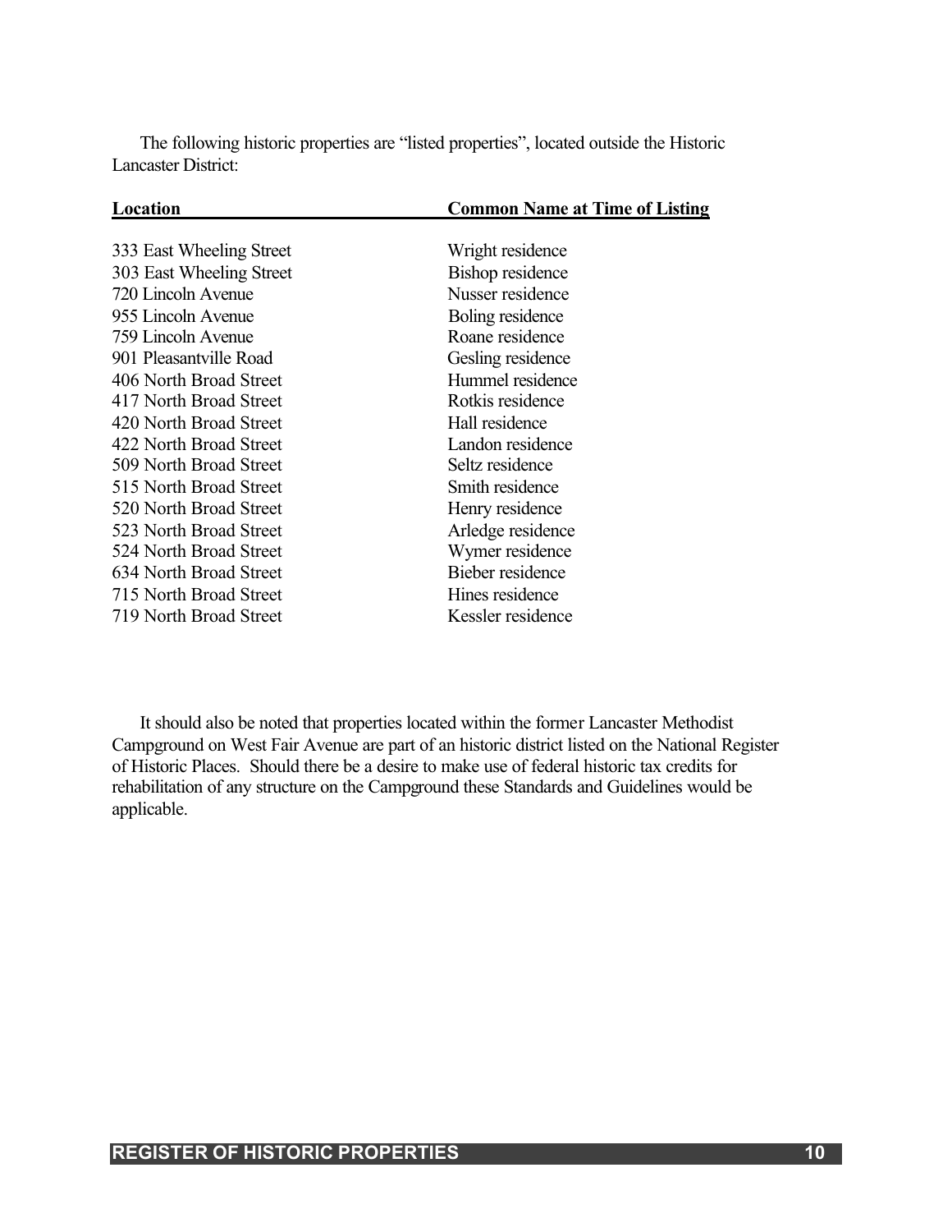The following historic properties are “listed properties”, located outside the Historic Lancaster District:

| Location | Common Name at Time of Listing |
|---|---|
| 333 East Wheeling Street | Wright residence |
| 303 East Wheeling Street | Bishop residence |
| 720 Lincoln Avenue | Nusser residence |
| 955 Lincoln Avenue | Boling residence |
| 759 Lincoln Avenue | Roane residence |
| 901 Pleasantville Road | Gesling residence |
| 406 North Broad Street | Hummel residence |
| 417 North Broad Street | Rotkis residence |
| 420 North Broad Street | Hall residence |
| 422 North Broad Street | Landon residence |
| 509 North Broad Street | Seltz residence |
| 515 North Broad Street | Smith residence |
| 520 North Broad Street | Henry residence |
| 523 North Broad Street | Arledge residence |
| 524 North Broad Street | Wymer residence |
| 634 North Broad Street | Bieber residence |
| 715 North Broad Street | Hines residence |
| 719 North Broad Street | Kessler residence |

It should also be noted that properties located within the former Lancaster Methodist Campground on West Fair Avenue are part of an historic district listed on the National Register of Historic Places. Should there be a desire to make use of federal historic tax credits for rehabilitation of any structure on the Campground these Standards and Guidelines would be applicable.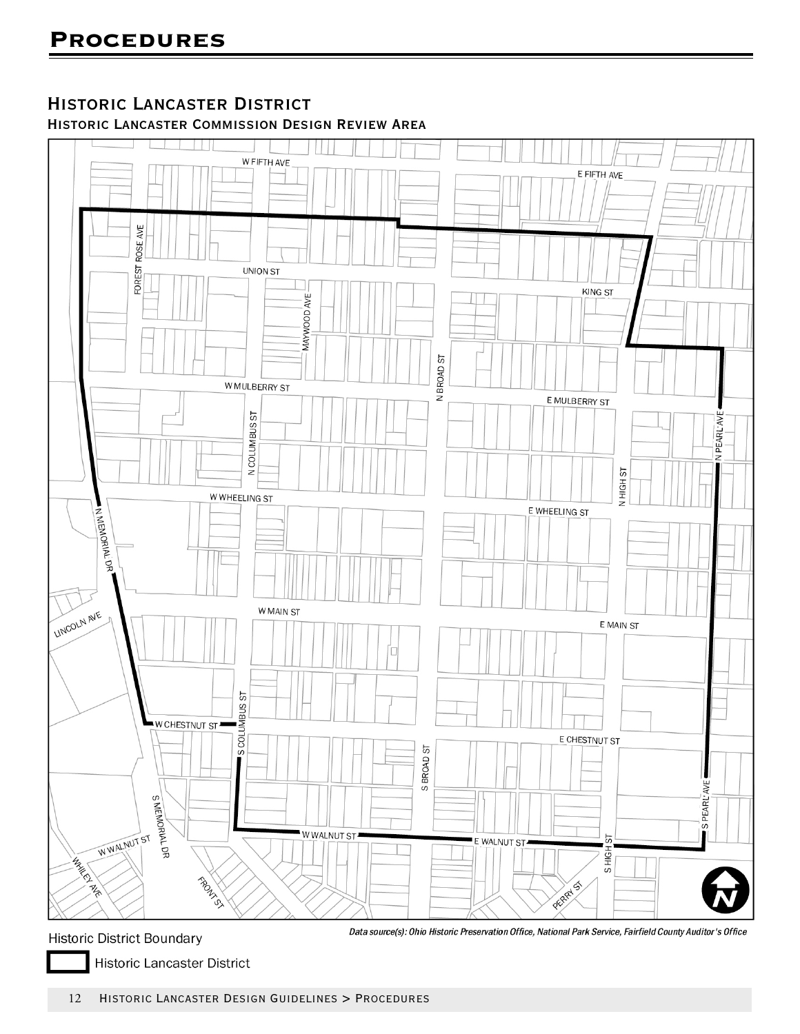# Procedures

## Historic Lancaster District

### Historic Lancaster Commission Design Review Area

W FIFTH AVE
E FIFTH AVE
FOREST ROSE AVE
UNION ST
KING ST
MAYWOOD AVE
N BROAD ST
W MULBERRY ST
E MULBERRY ST
N COLUMBUS ST
N PEARL AVE
N HIGH ST
W WHEELING ST
E WHEELING ST
N MEMORIAL DR
W MAIN ST
E MAIN ST
LINCOLN AVE
S COLUMBUS ST
W CHESTNUT ST
E CHESTNUT ST
S BROAD ST
S PEARL AVE
S MEMORIAL DR
W WALNUT ST
E WALNUT ST
W WALNUT ST
S HIGH ST
WHILEY AVE
FRONT ST
PERRY ST
N

Historic District Boundary

Historic Lancaster District

*Data source(s): Ohio Historic Preservation Office, National Park Service, Fairfield County Auditor's Office*